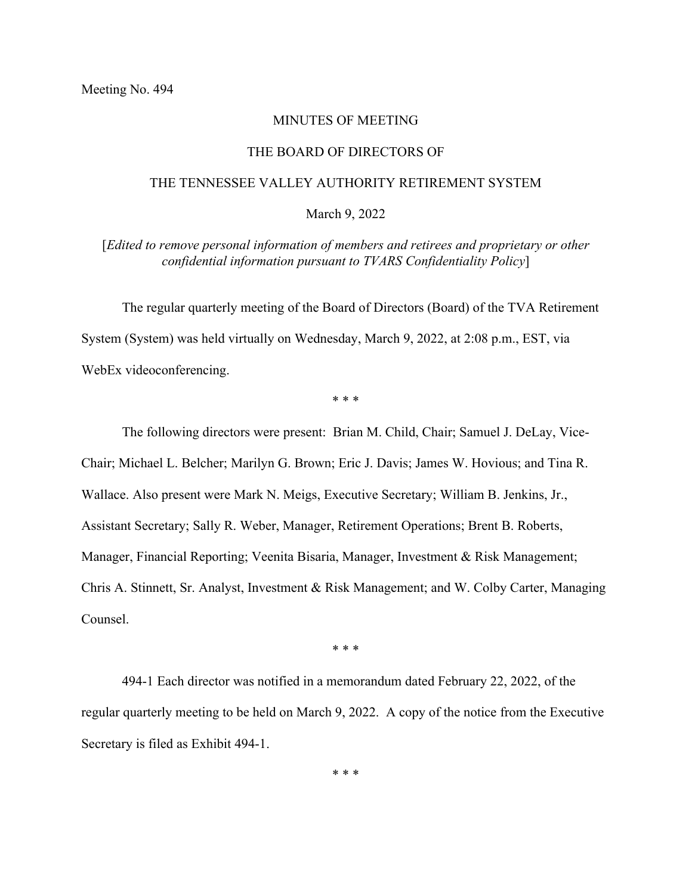Meeting No. 494

MINUTES OF MEETING

THE BOARD OF DIRECTORS OF

THE TENNESSEE VALLEY AUTHORITY RETIREMENT SYSTEM

March 9, 2022

[*Edited to remove personal information of members and retirees and proprietary or other confidential information pursuant to TVARS Confidentiality Policy*]

The regular quarterly meeting of the Board of Directors (Board) of the TVA Retirement System (System) was held virtually on Wednesday, March 9, 2022, at 2:08 p.m., EST, via WebEx videoconferencing.

\* \* \*

The following directors were present: Brian M. Child, Chair; Samuel J. DeLay, Vice-Chair; Michael L. Belcher; Marilyn G. Brown; Eric J. Davis; James W. Hovious; and Tina R. Wallace. Also present were Mark N. Meigs, Executive Secretary; William B. Jenkins, Jr., Assistant Secretary; Sally R. Weber, Manager, Retirement Operations; Brent B. Roberts, Manager, Financial Reporting; Veenita Bisaria, Manager, Investment & Risk Management; Chris A. Stinnett, Sr. Analyst, Investment & Risk Management; and W. Colby Carter, Managing Counsel.

\* \* \*

494-1 Each director was notified in a memorandum dated February 22, 2022, of the regular quarterly meeting to be held on March 9, 2022. A copy of the notice from the Executive Secretary is filed as Exhibit 494-1.

\* \* \*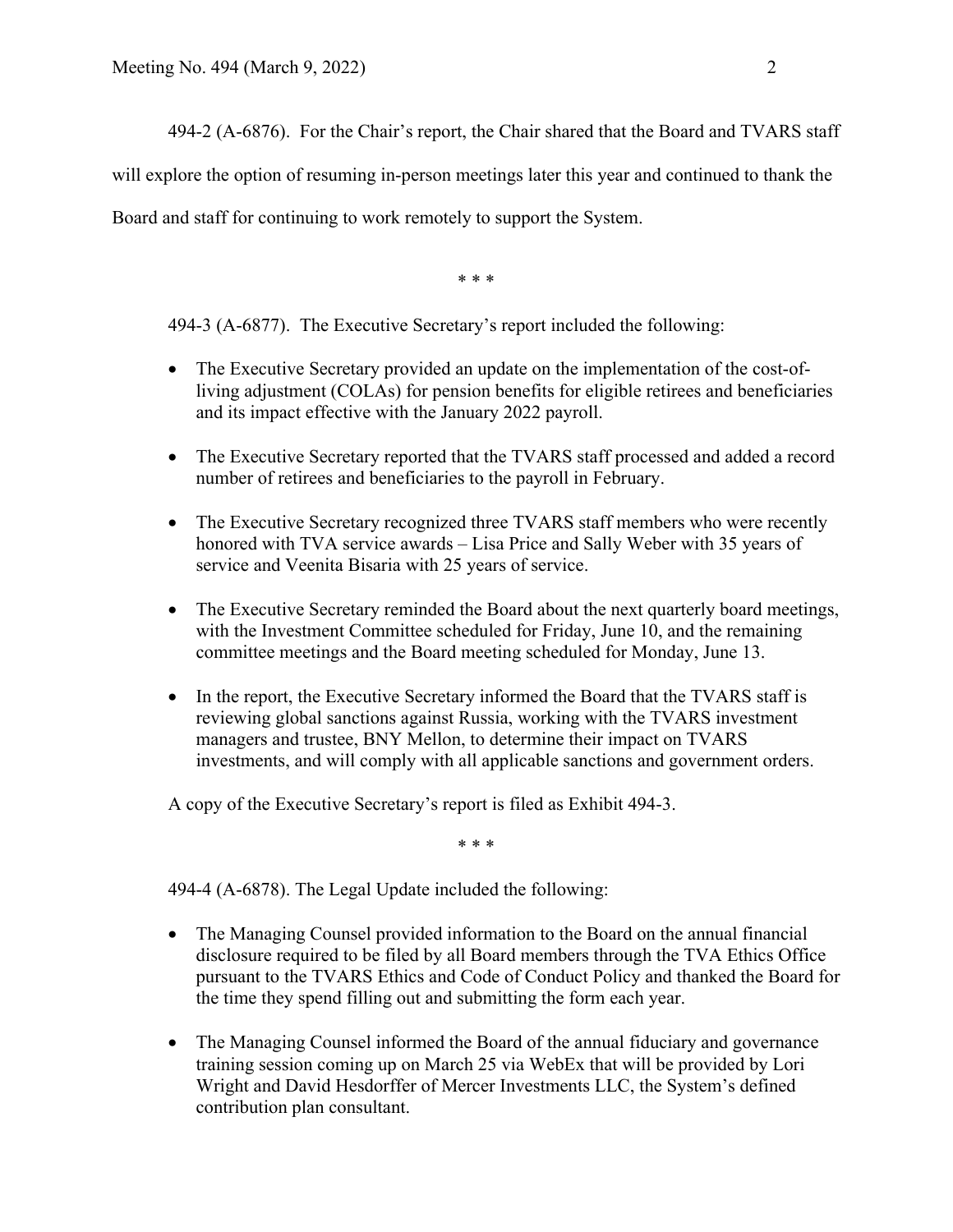494-2 (A-6876). For the Chair's report, the Chair shared that the Board and TVARS staff will explore the option of resuming in-person meetings later this year and continued to thank the Board and staff for continuing to work remotely to support the System.

\* \* \*

494-3 (A-6877). The Executive Secretary's report included the following:

- The Executive Secretary provided an update on the implementation of the cost-of-living adjustment (COLAs) for pension benefits for eligible retirees and beneficiaries and its impact effective with the January 2022 payroll.
- The Executive Secretary reported that the TVARS staff processed and added a record number of retirees and beneficiaries to the payroll in February.
- The Executive Secretary recognized three TVARS staff members who were recently honored with TVA service awards – Lisa Price and Sally Weber with 35 years of service and Veenita Bisaria with 25 years of service.
- The Executive Secretary reminded the Board about the next quarterly board meetings, with the Investment Committee scheduled for Friday, June 10, and the remaining committee meetings and the Board meeting scheduled for Monday, June 13.
- In the report, the Executive Secretary informed the Board that the TVARS staff is reviewing global sanctions against Russia, working with the TVARS investment managers and trustee, BNY Mellon, to determine their impact on TVARS investments, and will comply with all applicable sanctions and government orders.

A copy of the Executive Secretary's report is filed as Exhibit 494-3.

\* \* \*

494-4 (A-6878). The Legal Update included the following:

- The Managing Counsel provided information to the Board on the annual financial disclosure required to be filed by all Board members through the TVA Ethics Office pursuant to the TVARS Ethics and Code of Conduct Policy and thanked the Board for the time they spend filling out and submitting the form each year.
- The Managing Counsel informed the Board of the annual fiduciary and governance training session coming up on March 25 via WebEx that will be provided by Lori Wright and David Hesdorffer of Mercer Investments LLC, the System's defined contribution plan consultant.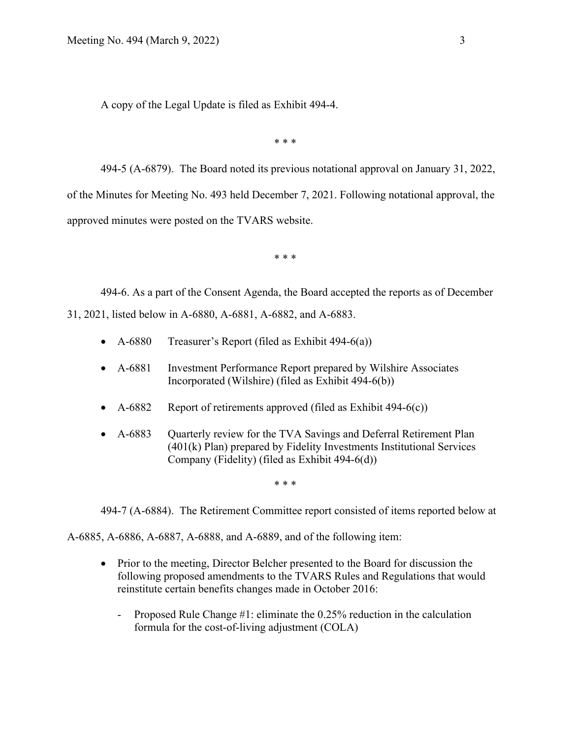A copy of the Legal Update is filed as Exhibit 494-4.

\* \* \*

494-5 (A-6879). The Board noted its previous notational approval on January 31, 2022, of the Minutes for Meeting No. 493 held December 7, 2021. Following notational approval, the approved minutes were posted on the TVARS website.

\* \* \*

494-6. As a part of the Consent Agenda, the Board accepted the reports as of December 31, 2021, listed below in A-6880, A-6881, A-6882, and A-6883.

- A-6880 Treasurer's Report (filed as Exhibit 494-6(a))
- A-6881 Investment Performance Report prepared by Wilshire Associates Incorporated (Wilshire) (filed as Exhibit 494-6(b))
- A-6882 Report of retirements approved (filed as Exhibit 494-6(c))
- A-6883 Quarterly review for the TVA Savings and Deferral Retirement Plan (401(k) Plan) prepared by Fidelity Investments Institutional Services Company (Fidelity) (filed as Exhibit 494-6(d))

\* \* \*

494-7 (A-6884). The Retirement Committee report consisted of items reported below at A-6885, A-6886, A-6887, A-6888, and A-6889, and of the following item:

- Prior to the meeting, Director Belcher presented to the Board for discussion the following proposed amendments to the TVARS Rules and Regulations that would reinstitute certain benefits changes made in October 2016:
  - Proposed Rule Change #1: eliminate the 0.25% reduction in the calculation formula for the cost-of-living adjustment (COLA)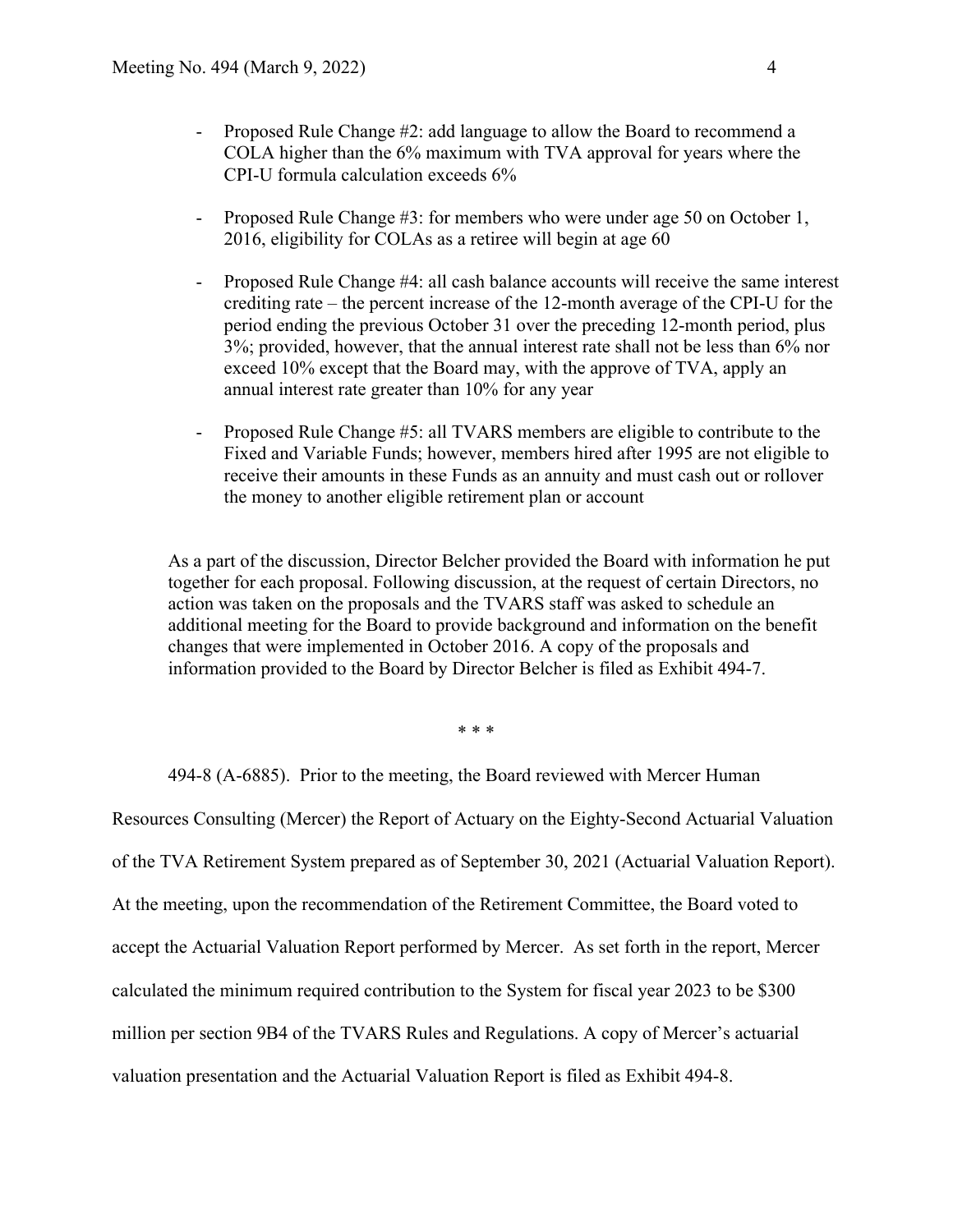- Proposed Rule Change #2: add language to allow the Board to recommend a COLA higher than the 6% maximum with TVA approval for years where the CPI-U formula calculation exceeds 6%

- Proposed Rule Change #3: for members who were under age 50 on October 1, 2016, eligibility for COLAs as a retiree will begin at age 60

- Proposed Rule Change #4: all cash balance accounts will receive the same interest crediting rate – the percent increase of the 12-month average of the CPI-U for the period ending the previous October 31 over the preceding 12-month period, plus 3%; provided, however, that the annual interest rate shall not be less than 6% nor exceed 10% except that the Board may, with the approve of TVA, apply an annual interest rate greater than 10% for any year

- Proposed Rule Change #5: all TVARS members are eligible to contribute to the Fixed and Variable Funds; however, members hired after 1995 are not eligible to receive their amounts in these Funds as an annuity and must cash out or rollover the money to another eligible retirement plan or account

As a part of the discussion, Director Belcher provided the Board with information he put together for each proposal. Following discussion, at the request of certain Directors, no action was taken on the proposals and the TVARS staff was asked to schedule an additional meeting for the Board to provide background and information on the benefit changes that were implemented in October 2016. A copy of the proposals and information provided to the Board by Director Belcher is filed as Exhibit 494-7.

\* \* \*

494-8 (A-6885). Prior to the meeting, the Board reviewed with Mercer Human Resources Consulting (Mercer) the Report of Actuary on the Eighty-Second Actuarial Valuation of the TVA Retirement System prepared as of September 30, 2021 (Actuarial Valuation Report). At the meeting, upon the recommendation of the Retirement Committee, the Board voted to accept the Actuarial Valuation Report performed by Mercer. As set forth in the report, Mercer calculated the minimum required contribution to the System for fiscal year 2023 to be $300 million per section 9B4 of the TVARS Rules and Regulations. A copy of Mercer's actuarial valuation presentation and the Actuarial Valuation Report is filed as Exhibit 494-8.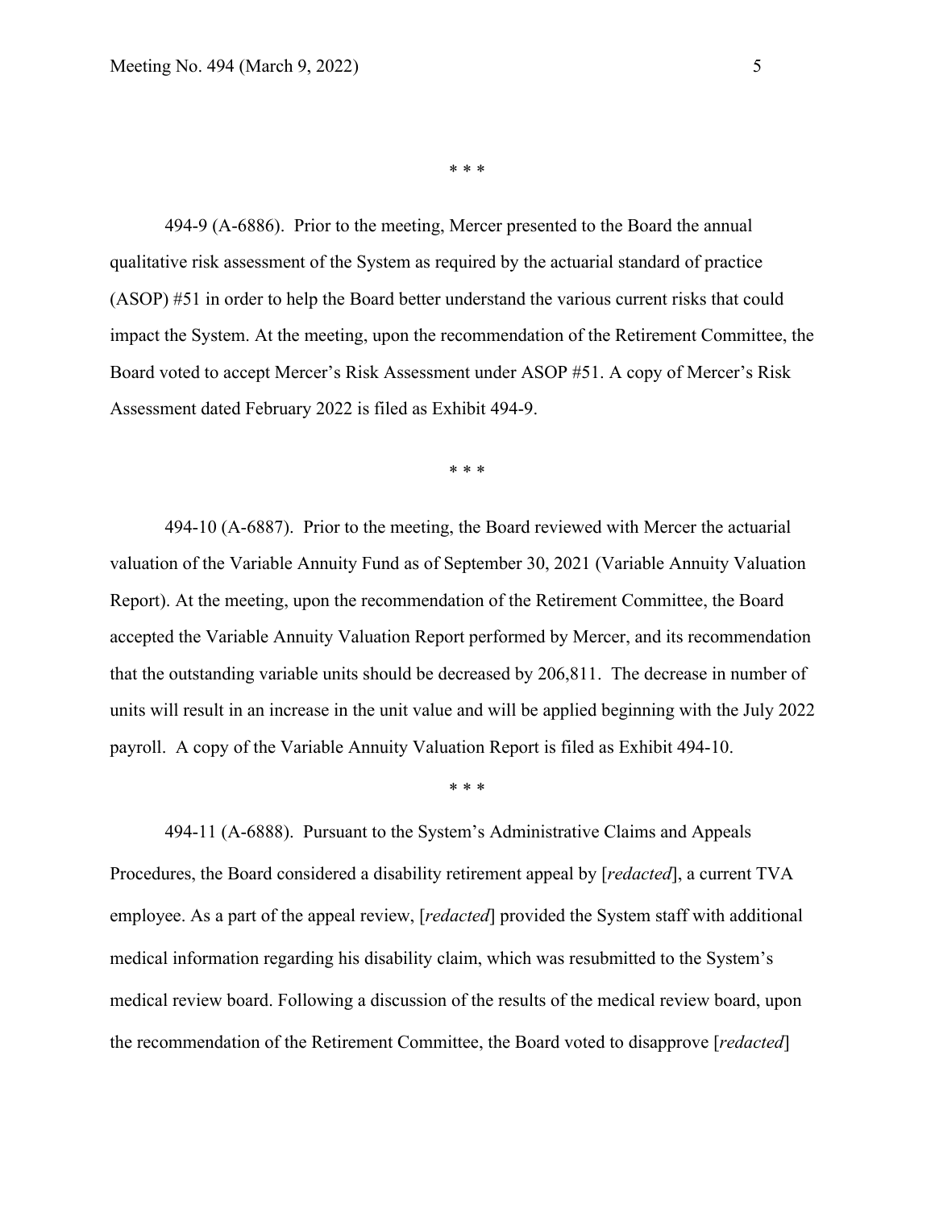\* \* \*

494-9 (A-6886). Prior to the meeting, Mercer presented to the Board the annual qualitative risk assessment of the System as required by the actuarial standard of practice (ASOP) #51 in order to help the Board better understand the various current risks that could impact the System. At the meeting, upon the recommendation of the Retirement Committee, the Board voted to accept Mercer's Risk Assessment under ASOP #51. A copy of Mercer's Risk Assessment dated February 2022 is filed as Exhibit 494-9.

\* \* \*

494-10 (A-6887). Prior to the meeting, the Board reviewed with Mercer the actuarial valuation of the Variable Annuity Fund as of September 30, 2021 (Variable Annuity Valuation Report). At the meeting, upon the recommendation of the Retirement Committee, the Board accepted the Variable Annuity Valuation Report performed by Mercer, and its recommendation that the outstanding variable units should be decreased by 206,811. The decrease in number of units will result in an increase in the unit value and will be applied beginning with the July 2022 payroll. A copy of the Variable Annuity Valuation Report is filed as Exhibit 494-10.

\* \* \*

494-11 (A-6888). Pursuant to the System's Administrative Claims and Appeals Procedures, the Board considered a disability retirement appeal by [*redacted*], a current TVA employee. As a part of the appeal review, [*redacted*] provided the System staff with additional medical information regarding his disability claim, which was resubmitted to the System's medical review board. Following a discussion of the results of the medical review board, upon the recommendation of the Retirement Committee, the Board voted to disapprove [*redacted*]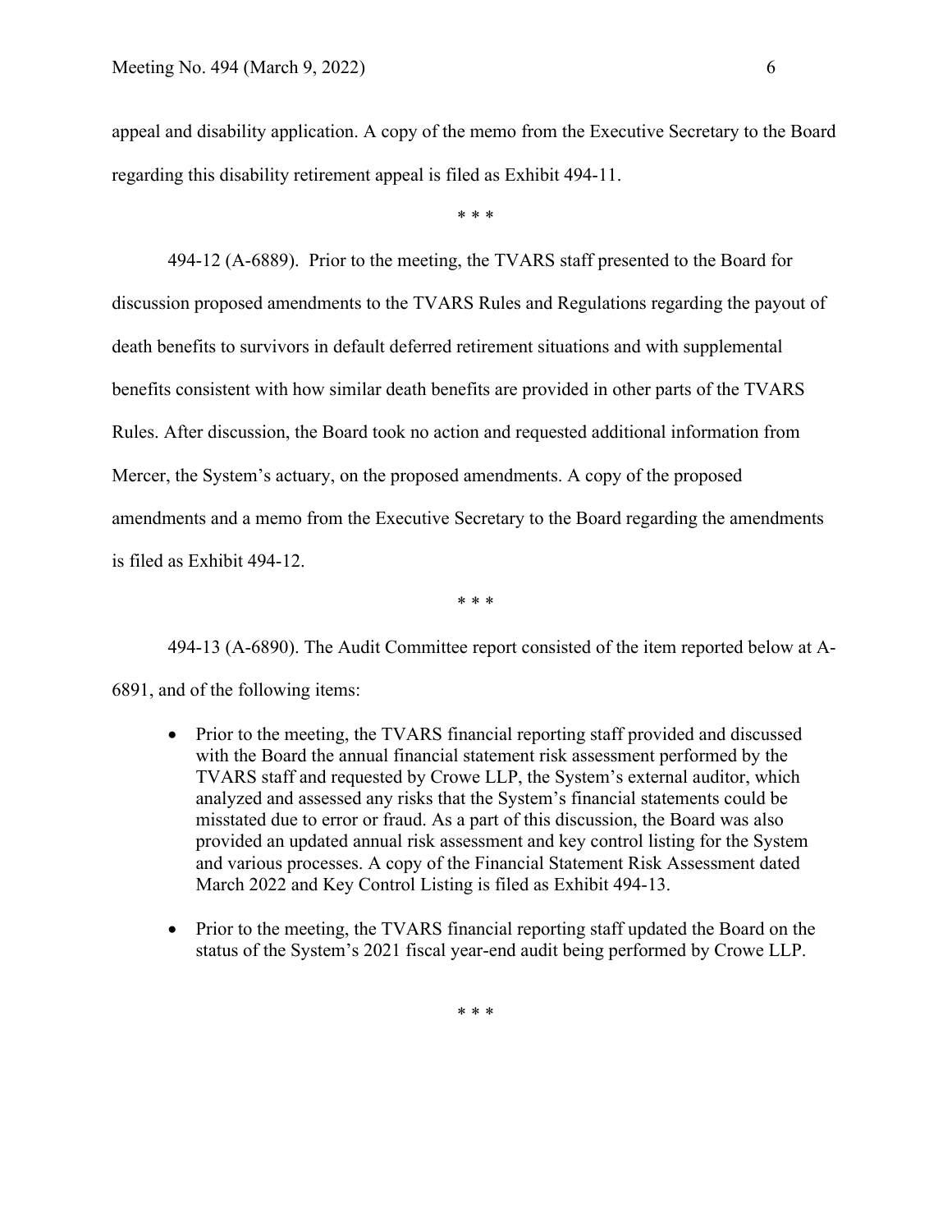appeal and disability application. A copy of the memo from the Executive Secretary to the Board regarding this disability retirement appeal is filed as Exhibit 494-11.

\* \* \*

494-12 (A-6889). Prior to the meeting, the TVARS staff presented to the Board for discussion proposed amendments to the TVARS Rules and Regulations regarding the payout of death benefits to survivors in default deferred retirement situations and with supplemental benefits consistent with how similar death benefits are provided in other parts of the TVARS Rules. After discussion, the Board took no action and requested additional information from Mercer, the System's actuary, on the proposed amendments. A copy of the proposed amendments and a memo from the Executive Secretary to the Board regarding the amendments is filed as Exhibit 494-12.

\* \* \*

494-13 (A-6890). The Audit Committee report consisted of the item reported below at A-6891, and of the following items:

- Prior to the meeting, the TVARS financial reporting staff provided and discussed with the Board the annual financial statement risk assessment performed by the TVARS staff and requested by Crowe LLP, the System's external auditor, which analyzed and assessed any risks that the System's financial statements could be misstated due to error or fraud. As a part of this discussion, the Board was also provided an updated annual risk assessment and key control listing for the System and various processes. A copy of the Financial Statement Risk Assessment dated March 2022 and Key Control Listing is filed as Exhibit 494-13.

- Prior to the meeting, the TVARS financial reporting staff updated the Board on the status of the System's 2021 fiscal year-end audit being performed by Crowe LLP.

\* \* \*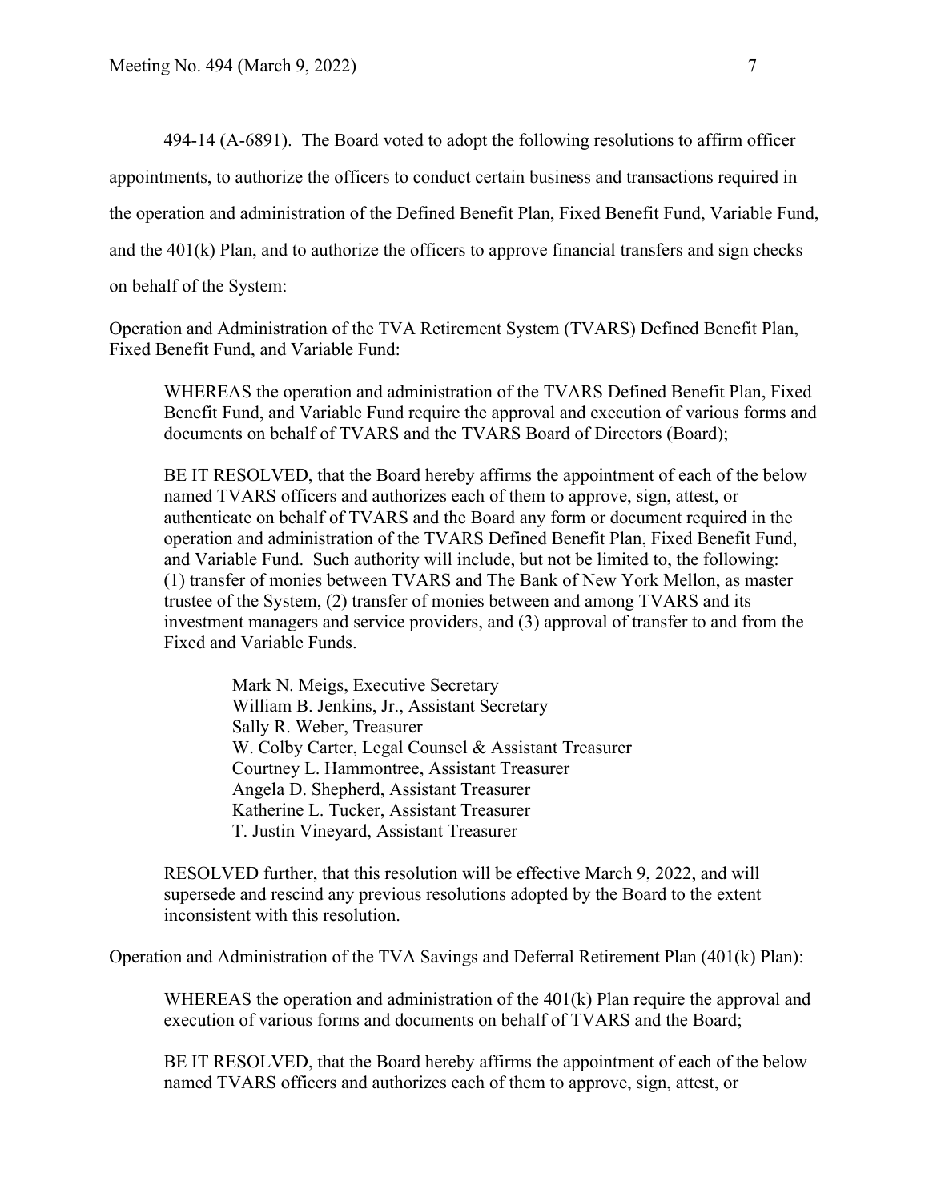494-14 (A-6891). The Board voted to adopt the following resolutions to affirm officer appointments, to authorize the officers to conduct certain business and transactions required in the operation and administration of the Defined Benefit Plan, Fixed Benefit Fund, Variable Fund, and the 401(k) Plan, and to authorize the officers to approve financial transfers and sign checks on behalf of the System:

Operation and Administration of the TVA Retirement System (TVARS) Defined Benefit Plan, Fixed Benefit Fund, and Variable Fund:

> WHEREAS the operation and administration of the TVARS Defined Benefit Plan, Fixed Benefit Fund, and Variable Fund require the approval and execution of various forms and documents on behalf of TVARS and the TVARS Board of Directors (Board);
>
> BE IT RESOLVED, that the Board hereby affirms the appointment of each of the below named TVARS officers and authorizes each of them to approve, sign, attest, or authenticate on behalf of TVARS and the Board any form or document required in the operation and administration of the TVARS Defined Benefit Plan, Fixed Benefit Fund, and Variable Fund. Such authority will include, but not be limited to, the following: (1) transfer of monies between TVARS and The Bank of New York Mellon, as master trustee of the System, (2) transfer of monies between and among TVARS and its investment managers and service providers, and (3) approval of transfer to and from the Fixed and Variable Funds.
>
> Mark N. Meigs, Executive Secretary
> William B. Jenkins, Jr., Assistant Secretary
> Sally R. Weber, Treasurer
> W. Colby Carter, Legal Counsel & Assistant Treasurer
> Courtney L. Hammontree, Assistant Treasurer
> Angela D. Shepherd, Assistant Treasurer
> Katherine L. Tucker, Assistant Treasurer
> T. Justin Vineyard, Assistant Treasurer
>
> RESOLVED further, that this resolution will be effective March 9, 2022, and will supersede and rescind any previous resolutions adopted by the Board to the extent inconsistent with this resolution.

Operation and Administration of the TVA Savings and Deferral Retirement Plan (401(k) Plan):

> WHEREAS the operation and administration of the 401(k) Plan require the approval and execution of various forms and documents on behalf of TVARS and the Board;
>
> BE IT RESOLVED, that the Board hereby affirms the appointment of each of the below named TVARS officers and authorizes each of them to approve, sign, attest, or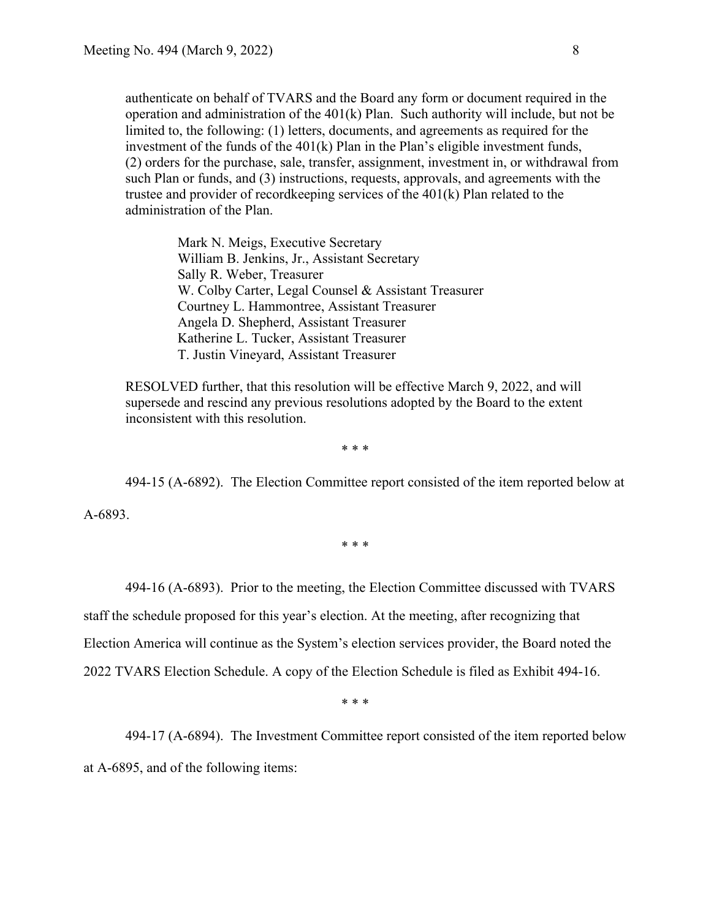authenticate on behalf of TVARS and the Board any form or document required in the operation and administration of the 401(k) Plan. Such authority will include, but not be limited to, the following: (1) letters, documents, and agreements as required for the investment of the funds of the 401(k) Plan in the Plan's eligible investment funds, (2) orders for the purchase, sale, transfer, assignment, investment in, or withdrawal from such Plan or funds, and (3) instructions, requests, approvals, and agreements with the trustee and provider of recordkeeping services of the 401(k) Plan related to the administration of the Plan.

Mark N. Meigs, Executive Secretary
William B. Jenkins, Jr., Assistant Secretary
Sally R. Weber, Treasurer
W. Colby Carter, Legal Counsel & Assistant Treasurer
Courtney L. Hammontree, Assistant Treasurer
Angela D. Shepherd, Assistant Treasurer
Katherine L. Tucker, Assistant Treasurer
T. Justin Vineyard, Assistant Treasurer

RESOLVED further, that this resolution will be effective March 9, 2022, and will supersede and rescind any previous resolutions adopted by the Board to the extent inconsistent with this resolution.

\* \* \*

494-15 (A-6892). The Election Committee report consisted of the item reported below at A-6893.

\* \* \*

494-16 (A-6893). Prior to the meeting, the Election Committee discussed with TVARS staff the schedule proposed for this year's election. At the meeting, after recognizing that Election America will continue as the System's election services provider, the Board noted the 2022 TVARS Election Schedule. A copy of the Election Schedule is filed as Exhibit 494-16.

\* \* \*

494-17 (A-6894). The Investment Committee report consisted of the item reported below at A-6895, and of the following items: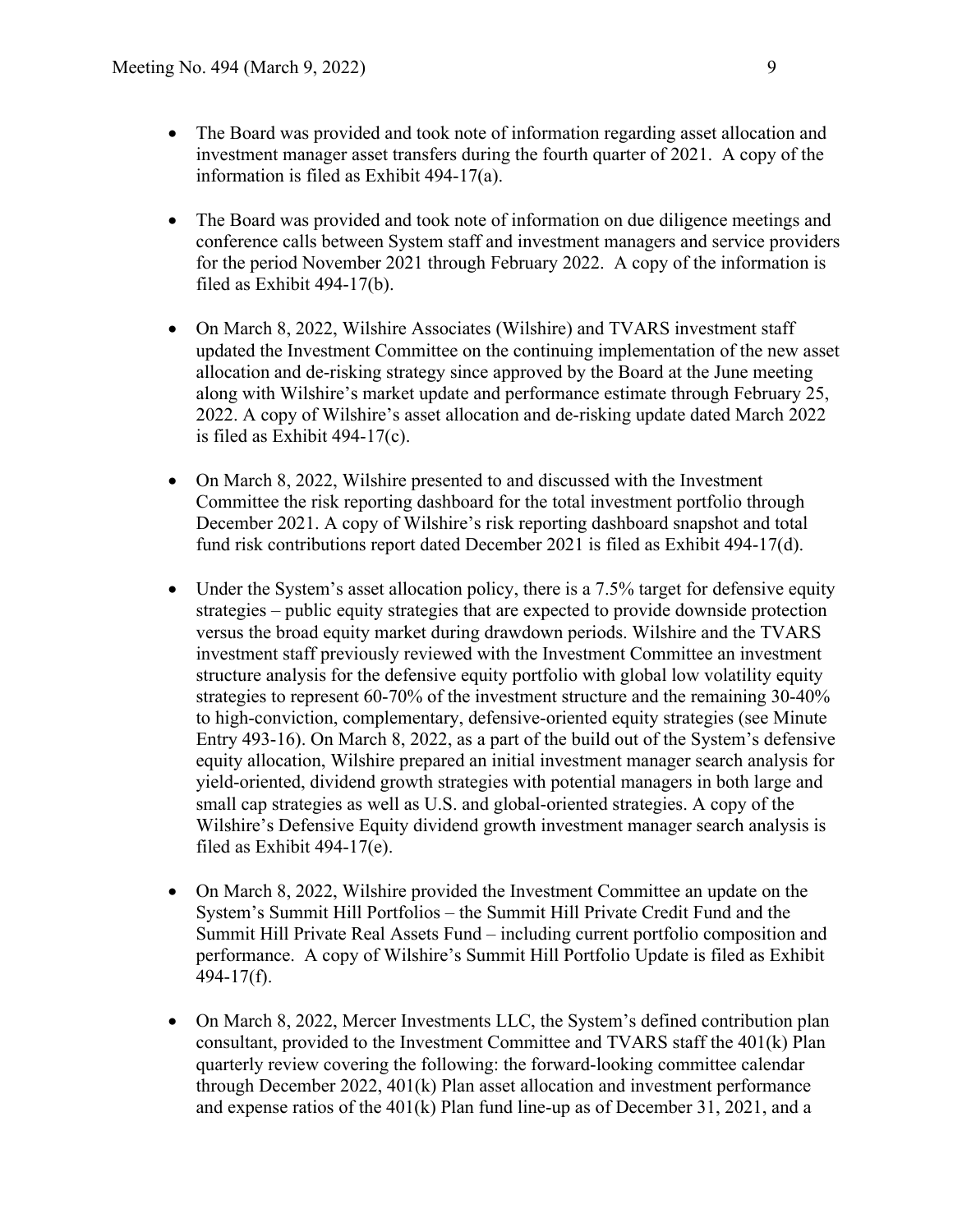- The Board was provided and took note of information regarding asset allocation and investment manager asset transfers during the fourth quarter of 2021. A copy of the information is filed as Exhibit 494-17(a).

- The Board was provided and took note of information on due diligence meetings and conference calls between System staff and investment managers and service providers for the period November 2021 through February 2022. A copy of the information is filed as Exhibit 494-17(b).

- On March 8, 2022, Wilshire Associates (Wilshire) and TVARS investment staff updated the Investment Committee on the continuing implementation of the new asset allocation and de-risking strategy since approved by the Board at the June meeting along with Wilshire's market update and performance estimate through February 25, 2022. A copy of Wilshire's asset allocation and de-risking update dated March 2022 is filed as Exhibit 494-17(c).

- On March 8, 2022, Wilshire presented to and discussed with the Investment Committee the risk reporting dashboard for the total investment portfolio through December 2021. A copy of Wilshire's risk reporting dashboard snapshot and total fund risk contributions report dated December 2021 is filed as Exhibit 494-17(d).

- Under the System's asset allocation policy, there is a 7.5% target for defensive equity strategies – public equity strategies that are expected to provide downside protection versus the broad equity market during drawdown periods. Wilshire and the TVARS investment staff previously reviewed with the Investment Committee an investment structure analysis for the defensive equity portfolio with global low volatility equity strategies to represent 60-70% of the investment structure and the remaining 30-40% to high-conviction, complementary, defensive-oriented equity strategies (see Minute Entry 493-16). On March 8, 2022, as a part of the build out of the System's defensive equity allocation, Wilshire prepared an initial investment manager search analysis for yield-oriented, dividend growth strategies with potential managers in both large and small cap strategies as well as U.S. and global-oriented strategies. A copy of the Wilshire's Defensive Equity dividend growth investment manager search analysis is filed as Exhibit 494-17(e).

- On March 8, 2022, Wilshire provided the Investment Committee an update on the System's Summit Hill Portfolios – the Summit Hill Private Credit Fund and the Summit Hill Private Real Assets Fund – including current portfolio composition and performance. A copy of Wilshire's Summit Hill Portfolio Update is filed as Exhibit 494-17(f).

- On March 8, 2022, Mercer Investments LLC, the System's defined contribution plan consultant, provided to the Investment Committee and TVARS staff the 401(k) Plan quarterly review covering the following: the forward-looking committee calendar through December 2022, 401(k) Plan asset allocation and investment performance and expense ratios of the 401(k) Plan fund line-up as of December 31, 2021, and a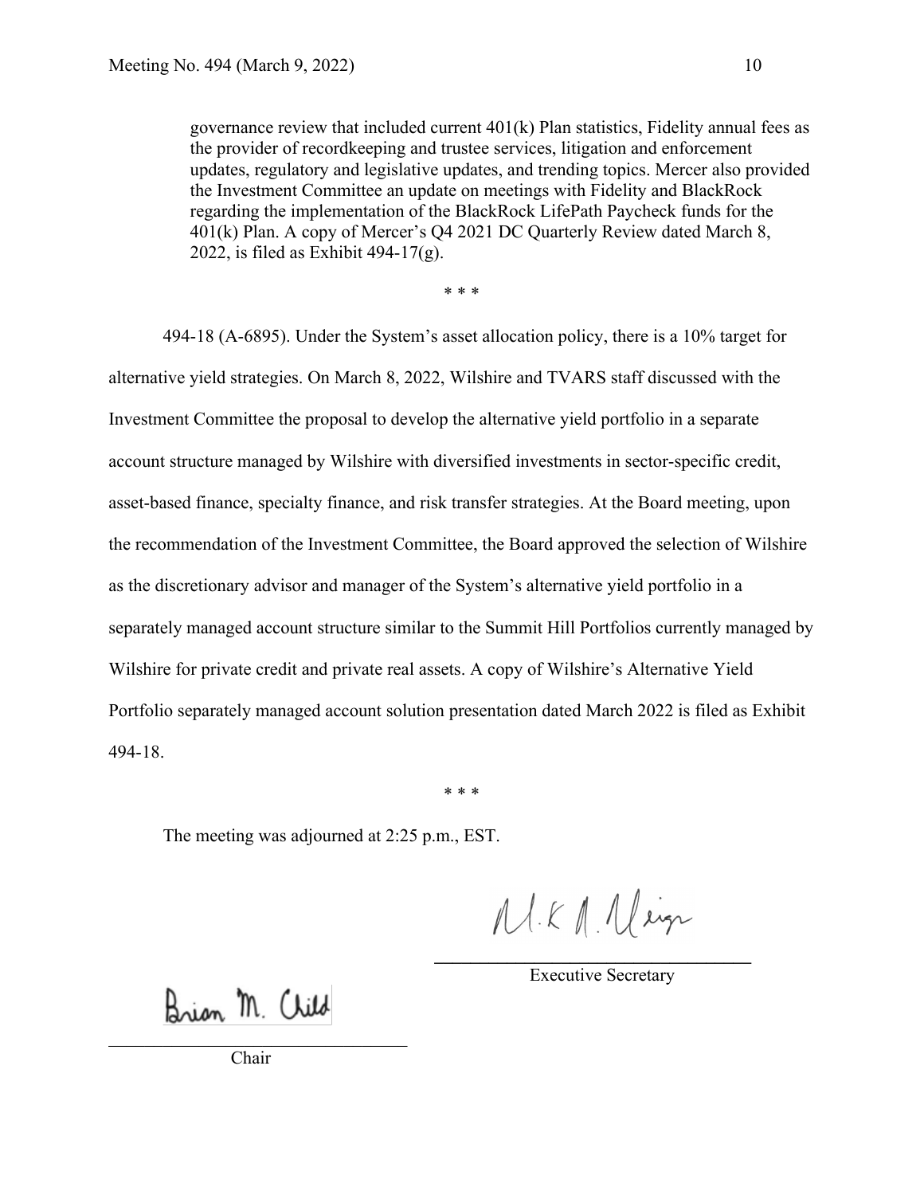governance review that included current 401(k) Plan statistics, Fidelity annual fees as the provider of recordkeeping and trustee services, litigation and enforcement updates, regulatory and legislative updates, and trending topics. Mercer also provided the Investment Committee an update on meetings with Fidelity and BlackRock regarding the implementation of the BlackRock LifePath Paycheck funds for the 401(k) Plan. A copy of Mercer's Q4 2021 DC Quarterly Review dated March 8, 2022, is filed as Exhibit 494-17(g).

\* \* \*

494-18 (A-6895). Under the System's asset allocation policy, there is a 10% target for alternative yield strategies. On March 8, 2022, Wilshire and TVARS staff discussed with the Investment Committee the proposal to develop the alternative yield portfolio in a separate account structure managed by Wilshire with diversified investments in sector-specific credit, asset-based finance, specialty finance, and risk transfer strategies. At the Board meeting, upon the recommendation of the Investment Committee, the Board approved the selection of Wilshire as the discretionary advisor and manager of the System's alternative yield portfolio in a separately managed account structure similar to the Summit Hill Portfolios currently managed by Wilshire for private credit and private real assets. A copy of Wilshire's Alternative Yield Portfolio separately managed account solution presentation dated March 2022 is filed as Exhibit 494-18.

\* \* \*

The meeting was adjourned at 2:25 p.m., EST.

M.K.A. Meign

Executive Secretary

Brian M. Child

Chair